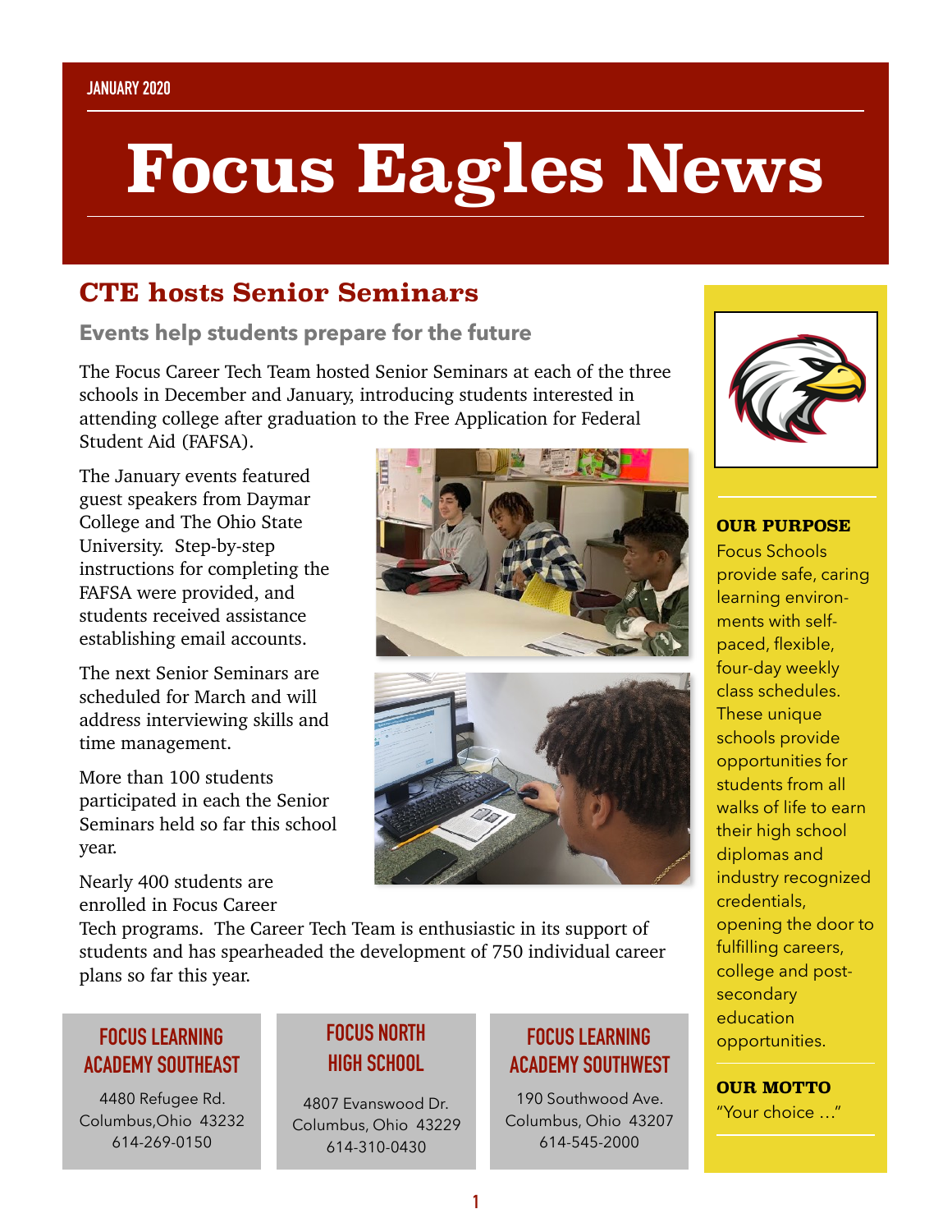JANUARY 2020

# Focus Eagles News

## CTE hosts Senior Seminars

### Events help students prepare for the future

The Focus Career Tech Team hosted Senior Seminars at each of the three schools in December and January, introducing students interested in attending college after graduation to the Free Application for Federal Student Aid (FAFSA).

The January events featured guest speakers from Daymar College and The Ohio State University. Step-by-step instructions for completing the FAFSA were provided, and students received assistance establishing email accounts.

The next Senior Seminars are scheduled for March and will address interviewing skills and time management.

More than 100 students participated in each the Senior Seminars held so far this school year.

Nearly 400 students are enrolled in Focus Career Tech programs. The Career Tech Team is enthusiastic in its support of students and has spearheaded the development of 750 individual career plans so far this year.

**FOCUS LEARNING ACADEMY SOUTHEAST**

4480 Refugee Rd.
Columbus,Ohio 43232
614-269-0150

**FOCUS NORTH HIGH SCHOOL**

4807 Evanswood Dr.
Columbus, Ohio 43229
614-310-0430

**FOCUS LEARNING ACADEMY SOUTHWEST**

190 Southwood Ave.
Columbus, Ohio 43207
614-545-2000

**OUR PURPOSE**

Focus Schools provide safe, caring learning environments with self-paced, flexible, four-day weekly class schedules. These unique schools provide opportunities for students from all walks of life to earn their high school diplomas and industry recognized credentials, opening the door to fulfilling careers, college and post-secondary education opportunities.

**OUR MOTTO**

"Your choice …"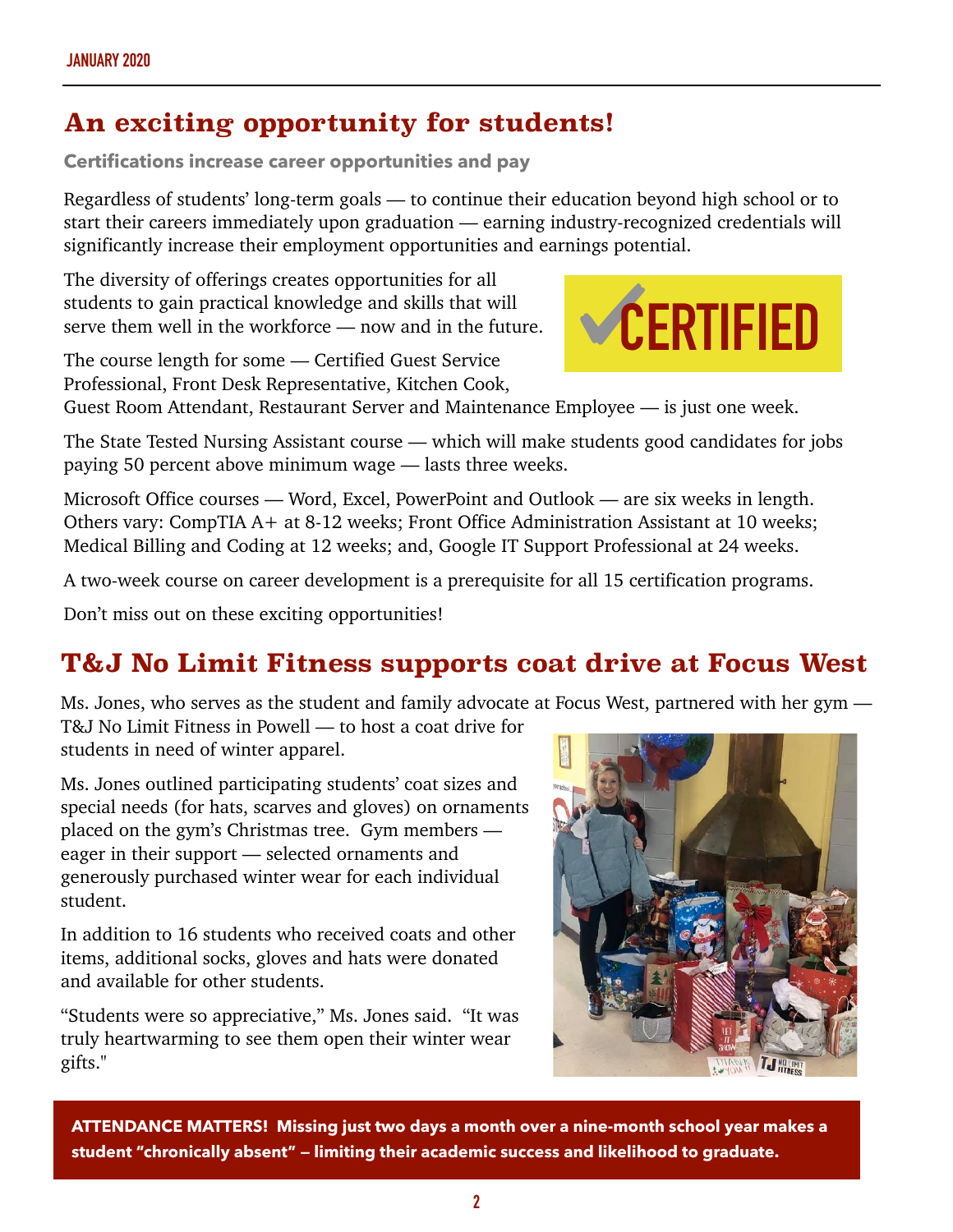## An exciting opportunity for students!

**Certifications increase career opportunities and pay**

Regardless of students' long-term goals — to continue their education beyond high school or to start their careers immediately upon graduation — earning industry-recognized credentials will significantly increase their employment opportunities and earnings potential.

The diversity of offerings creates opportunities for all students to gain practical knowledge and skills that will serve them well in the workforce — now and in the future.

The course length for some — Certified Guest Service Professional, Front Desk Representative, Kitchen Cook, Guest Room Attendant, Restaurant Server and Maintenance Employee — is just one week.

The State Tested Nursing Assistant course — which will make students good candidates for jobs paying 50 percent above minimum wage — lasts three weeks.

Microsoft Office courses — Word, Excel, PowerPoint and Outlook — are six weeks in length. Others vary: CompTIA A+ at 8-12 weeks; Front Office Administration Assistant at 10 weeks; Medical Billing and Coding at 12 weeks; and, Google IT Support Professional at 24 weeks.

A two-week course on career development is a prerequisite for all 15 certification programs.

Don't miss out on these exciting opportunities!

## T&J No Limit Fitness supports coat drive at Focus West

Ms. Jones, who serves as the student and family advocate at Focus West, partnered with her gym — T&J No Limit Fitness in Powell — to host a coat drive for students in need of winter apparel.

Ms. Jones outlined participating students' coat sizes and special needs (for hats, scarves and gloves) on ornaments placed on the gym's Christmas tree. Gym members — eager in their support — selected ornaments and generously purchased winter wear for each individual student.

In addition to 16 students who received coats and other items, additional socks, gloves and hats were donated and available for other students.

"Students were so appreciative," Ms. Jones said. "It was truly heartwarming to see them open their winter wear gifts."

**ATTENDANCE MATTERS! Missing just two days a month over a nine-month school year makes a student "chronically absent" — limiting their academic success and likelihood to graduate.**